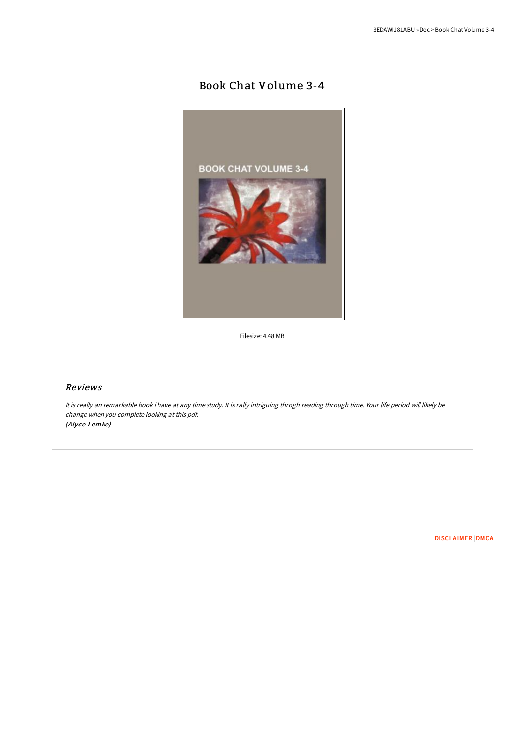# Book Chat Volume 3-4

Filesize: 4.48 MB

## *Reviews*

*It is really an remarkable book i have at any time study. It is rally intriguing throgh reading through time. Your life period will likely be change when you complete looking at this pdf.*
*(Alyce Lemke)*

DISCLAIMER | DMCA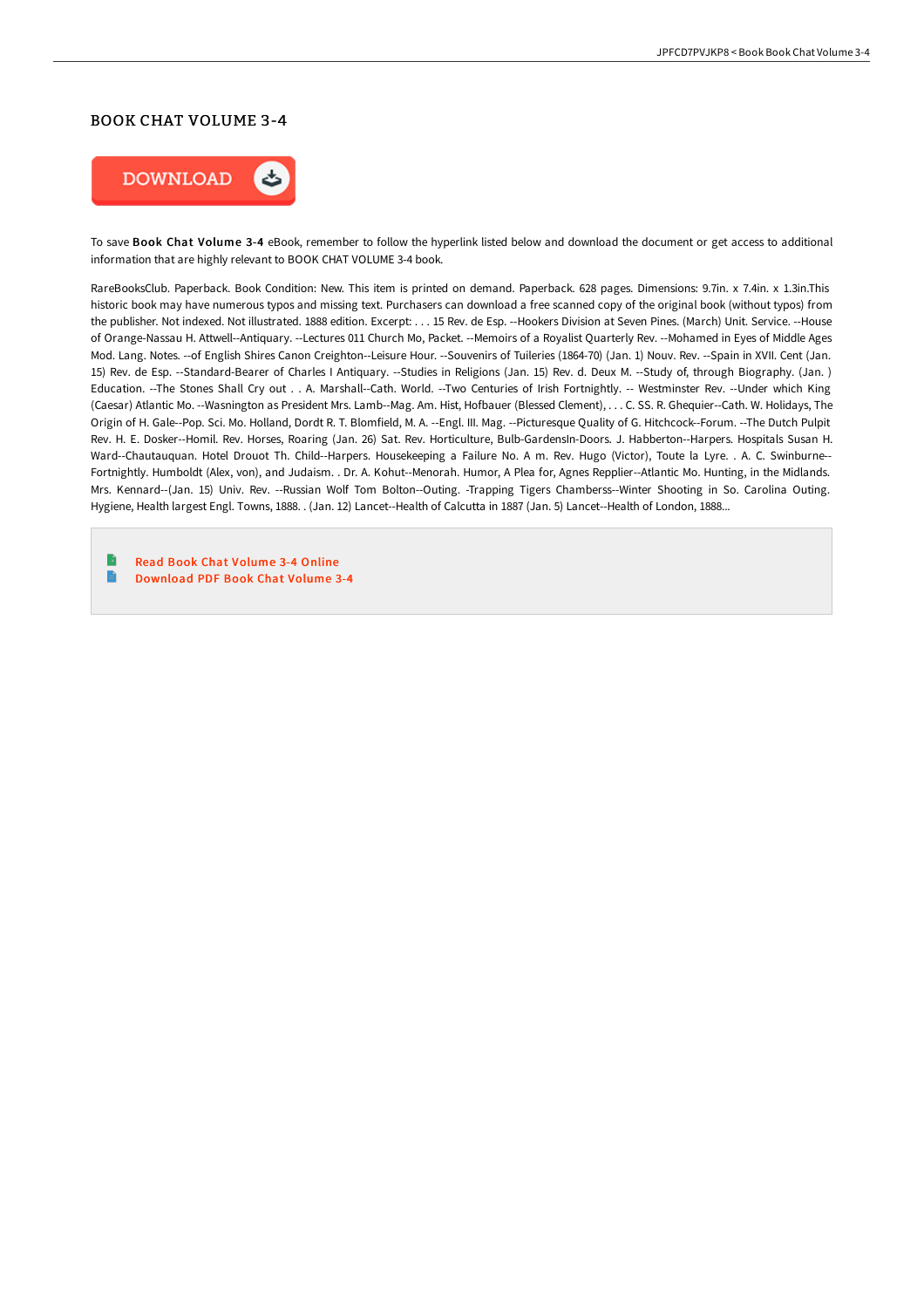## BOOK CHAT VOLUME 3-4

DOWNLOAD

To save **Book Chat Volume 3-4** eBook, remember to follow the hyperlink listed below and download the document or get access to additional information that are highly relevant to BOOK CHAT VOLUME 3-4 book.

RareBooksClub. Paperback. Book Condition: New. This item is printed on demand. Paperback. 628 pages. Dimensions: 9.7in. x 7.4in. x 1.3in.This historic book may have numerous typos and missing text. Purchasers can download a free scanned copy of the original book (without typos) from the publisher. Not indexed. Not illustrated. 1888 edition. Excerpt: . . . 15 Rev. de Esp. --Hookers Division at Seven Pines. (March) Unit. Service. --House of Orange-Nassau H. Attwell--Antiquary. --Lectures 011 Church Mo, Packet. --Memoirs of a Royalist Quarterly Rev. --Mohamed in Eyes of Middle Ages Mod. Lang. Notes. --of English Shires Canon Creighton--Leisure Hour. --Souvenirs of Tuileries (1864-70) (Jan. 1) Nouv. Rev. --Spain in XVII. Cent (Jan. 15) Rev. de Esp. --Standard-Bearer of Charles I Antiquary. --Studies in Religions (Jan. 15) Rev. d. Deux M. --Study of, through Biography. (Jan. ) Education. --The Stones Shall Cry out . . A. Marshall--Cath. World. --Two Centuries of Irish Fortnightly. -- Westminster Rev. --Under which King (Caesar) Atlantic Mo. --Wasnington as President Mrs. Lamb--Mag. Am. Hist, Hofbauer (Blessed Clement), . . . C. SS. R. Ghequier--Cath. W. Holidays, The Origin of H. Gale--Pop. Sci. Mo. Holland, Dordt R. T. Blomfield, M. A. --Engl. Ill. Mag. --Picturesque Quality of G. Hitchcock--Forum. --The Dutch Pulpit Rev. H. E. Dosker--Homil. Rev. Horses, Roaring (Jan. 26) Sat. Rev. Horticulture, Bulb-GardensIn-Doors. J. Habberton--Harpers. Hospitals Susan H. Ward--Chautauquan. Hotel Drouot Th. Child--Harpers. Housekeeping a Failure No. A m. Rev. Hugo (Victor), Toute la Lyre. . A. C. Swinburne--Fortnightly. Humboldt (Alex, von), and Judaism. . Dr. A. Kohut--Menorah. Humor, A Plea for, Agnes Repplier--Atlantic Mo. Hunting, in the Midlands. Mrs. Kennard--(Jan. 15) Univ. Rev. --Russian Wolf Tom Bolton--Outing. -Trapping Tigers Chamberss--Winter Shooting in So. Carolina Outing. Hygiene, Health largest Engl. Towns, 1888. . (Jan. 12) Lancet--Health of Calcutta in 1887 (Jan. 5) Lancet--Health of London, 1888...

- Read Book Chat Volume 3-4 Online
- Download PDF Book Chat Volume 3-4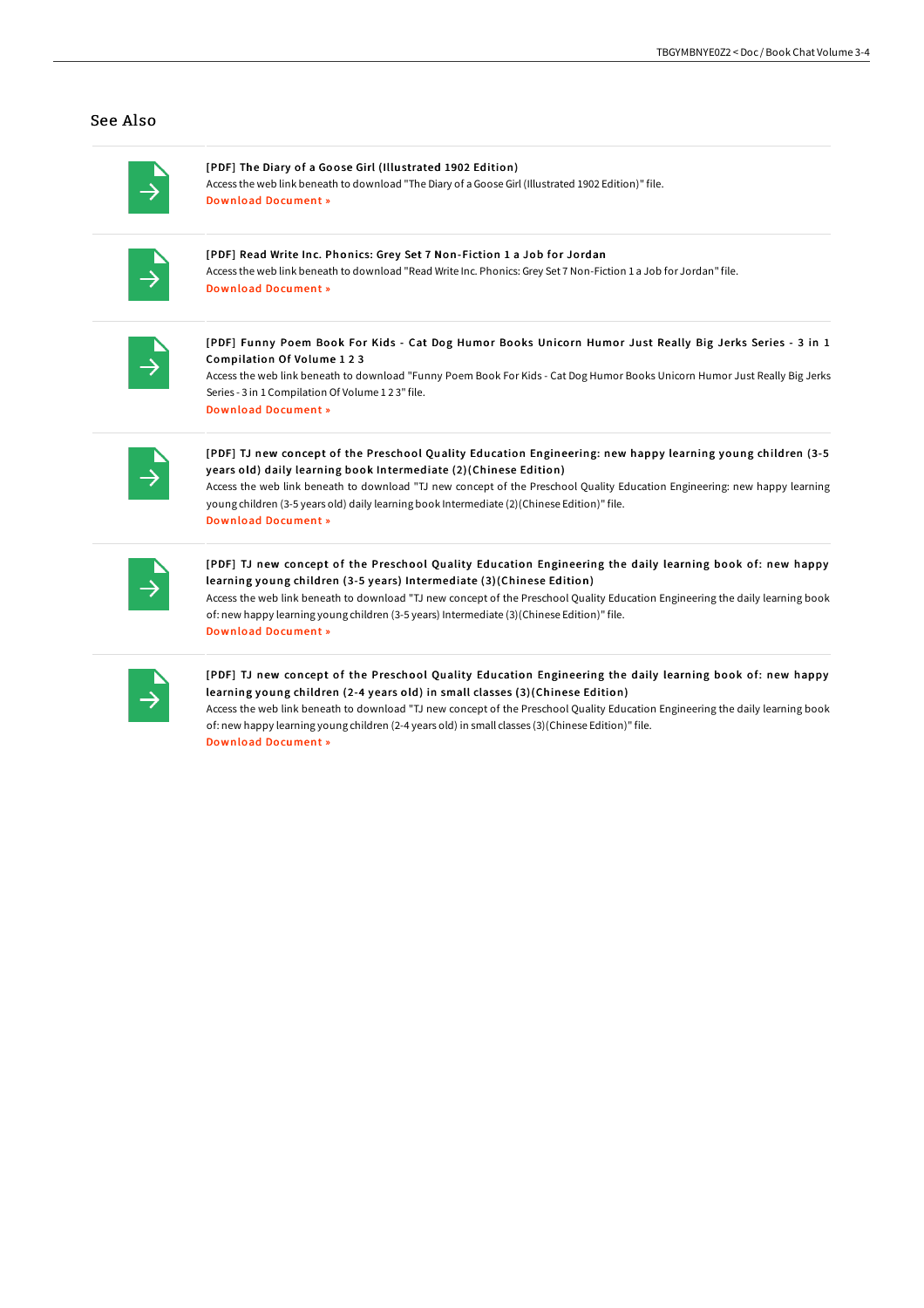## See Also

**[PDF] The Diary of a Goose Girl (Illustrated 1902 Edition)**
Access the web link beneath to download "The Diary of a Goose Girl (Illustrated 1902 Edition)" file.
Download Document »

**[PDF] Read Write Inc. Phonics: Grey Set 7 Non-Fiction 1 a Job for Jordan**
Access the web link beneath to download "Read Write Inc. Phonics: Grey Set 7 Non-Fiction 1 a Job for Jordan" file.
Download Document »

**[PDF] Funny Poem Book For Kids - Cat Dog Humor Books Unicorn Humor Just Really Big Jerks Series - 3 in 1 Compilation Of Volume 1 2 3**
Access the web link beneath to download "Funny Poem Book For Kids - Cat Dog Humor Books Unicorn Humor Just Really Big Jerks Series - 3 in 1 Compilation Of Volume 1 2 3" file.
Download Document »

**[PDF] TJ new concept of the Preschool Quality Education Engineering: new happy learning young children (3-5 years old) daily learning book Intermediate (2)(Chinese Edition)**
Access the web link beneath to download "TJ new concept of the Preschool Quality Education Engineering: new happy learning young children (3-5 years old) daily learning book Intermediate (2)(Chinese Edition)" file.
Download Document »

**[PDF] TJ new concept of the Preschool Quality Education Engineering the daily learning book of: new happy learning young children (3-5 years) Intermediate (3)(Chinese Edition)**
Access the web link beneath to download "TJ new concept of the Preschool Quality Education Engineering the daily learning book of: new happy learning young children (3-5 years) Intermediate (3)(Chinese Edition)" file.
Download Document »

**[PDF] TJ new concept of the Preschool Quality Education Engineering the daily learning book of: new happy learning young children (2-4 years old) in small classes (3)(Chinese Edition)**
Access the web link beneath to download "TJ new concept of the Preschool Quality Education Engineering the daily learning book of: new happy learning young children (2-4 years old) in small classes (3)(Chinese Edition)" file.
Download Document »